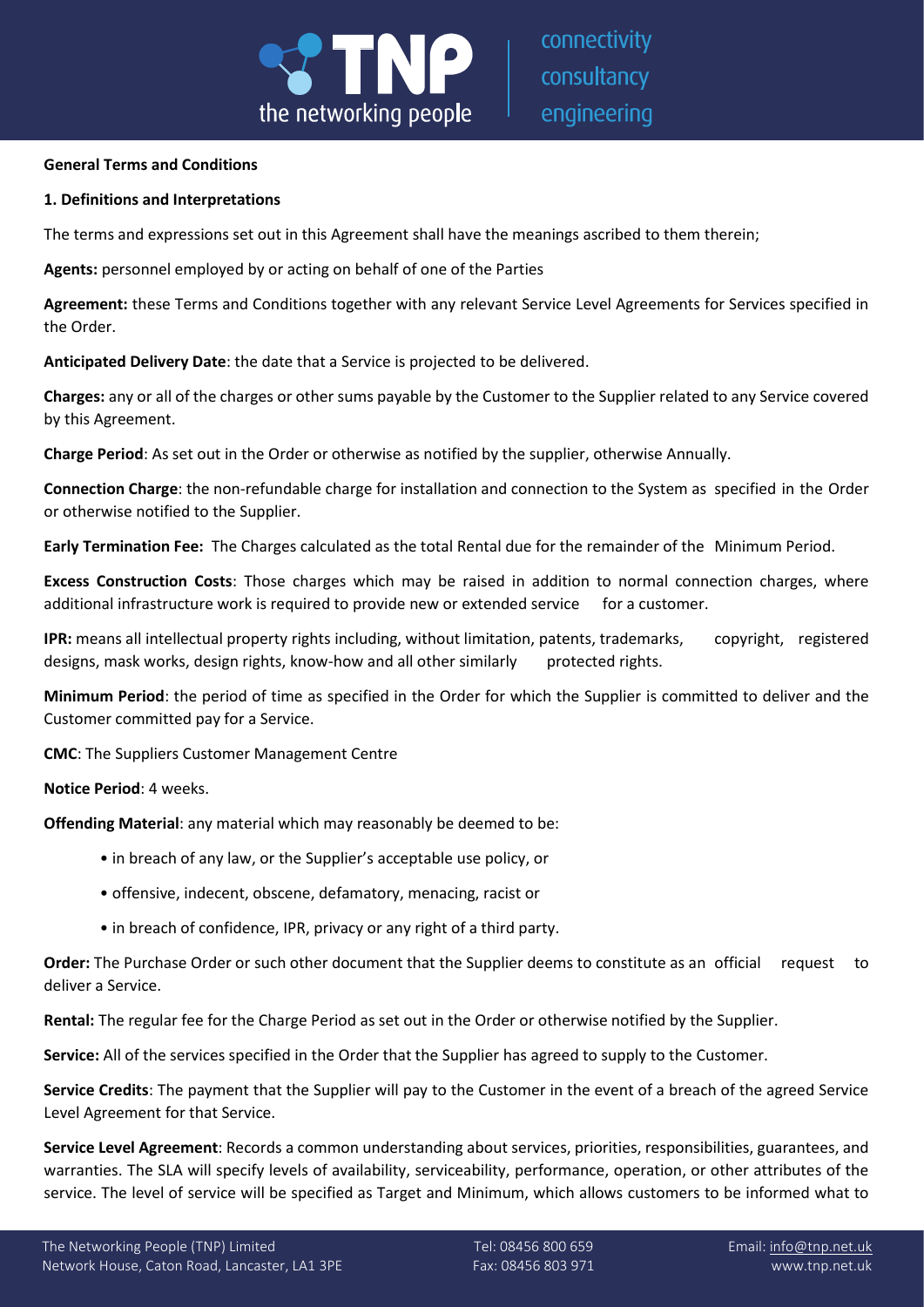**General Terms and Conditions**

**1. Definitions and Interpretations**

The terms and expressions set out in this Agreement shall have the meanings ascribed to them therein;

**Agents:** personnel employed by or acting on behalf of one of the Parties

**Agreement:** these Terms and Conditions together with any relevant Service Level Agreements for Services specified in the Order.

**Anticipated Delivery Date**: the date that a Service is projected to be delivered.

**Charges:** any or all of the charges or other sums payable by the Customer to the Supplier related to any Service covered by this Agreement.

**Charge Period**: As set out in the Order or otherwise as notified by the supplier, otherwise Annually.

**Connection Charge**: the non-refundable charge for installation and connection to the System as specified in the Order or otherwise notified to the Supplier.

**Early Termination Fee:** The Charges calculated as the total Rental due for the remainder of the Minimum Period.

**Excess Construction Costs**: Those charges which may be raised in addition to normal connection charges, where additional infrastructure work is required to provide new or extended service for a customer.

**IPR:** means all intellectual property rights including, without limitation, patents, trademarks, copyright, registered designs, mask works, design rights, know-how and all other similarly protected rights.

**Minimum Period**: the period of time as specified in the Order for which the Supplier is committed to deliver and the Customer committed pay for a Service.

**CMC**: The Suppliers Customer Management Centre

**Notice Period**: 4 weeks.

**Offending Material**: any material which may reasonably be deemed to be:

- in breach of any law, or the Supplier's acceptable use policy, or
- offensive, indecent, obscene, defamatory, menacing, racist or
- in breach of confidence, IPR, privacy or any right of a third party.

**Order:** The Purchase Order or such other document that the Supplier deems to constitute as an official request to deliver a Service.

**Rental:** The regular fee for the Charge Period as set out in the Order or otherwise notified by the Supplier.

**Service:** All of the services specified in the Order that the Supplier has agreed to supply to the Customer.

**Service Credits**: The payment that the Supplier will pay to the Customer in the event of a breach of the agreed Service Level Agreement for that Service.

**Service Level Agreement**: Records a common understanding about services, priorities, responsibilities, guarantees, and warranties. The SLA will specify levels of availability, serviceability, performance, operation, or other attributes of the service. The level of service will be specified as Target and Minimum, which allows customers to be informed what to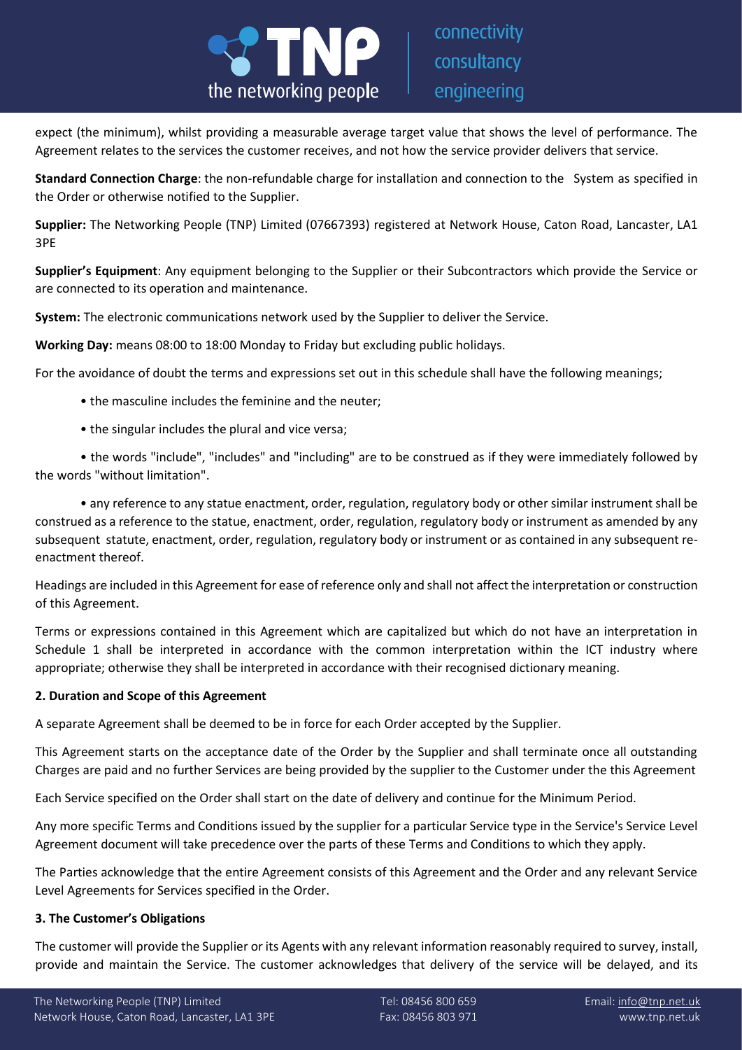expect (the minimum), whilst providing a measurable average target value that shows the level of performance. The Agreement relates to the services the customer receives, and not how the service provider delivers that service.

**Standard Connection Charge**: the non-refundable charge for installation and connection to the System as specified in the Order or otherwise notified to the Supplier.

**Supplier:** The Networking People (TNP) Limited (07667393) registered at Network House, Caton Road, Lancaster, LA1 3PE

**Supplier's Equipment**: Any equipment belonging to the Supplier or their Subcontractors which provide the Service or are connected to its operation and maintenance.

**System:** The electronic communications network used by the Supplier to deliver the Service.

**Working Day:** means 08:00 to 18:00 Monday to Friday but excluding public holidays.

For the avoidance of doubt the terms and expressions set out in this schedule shall have the following meanings;

- the masculine includes the feminine and the neuter;
- the singular includes the plural and vice versa;
- the words "include", "includes" and "including" are to be construed as if they were immediately followed by the words "without limitation".
- any reference to any statue enactment, order, regulation, regulatory body or other similar instrument shall be construed as a reference to the statue, enactment, order, regulation, regulatory body or instrument as amended by any subsequent statute, enactment, order, regulation, regulatory body or instrument or as contained in any subsequent re-enactment thereof.

Headings are included in this Agreement for ease of reference only and shall not affect the interpretation or construction of this Agreement.

Terms or expressions contained in this Agreement which are capitalized but which do not have an interpretation in Schedule 1 shall be interpreted in accordance with the common interpretation within the ICT industry where appropriate; otherwise they shall be interpreted in accordance with their recognised dictionary meaning.

**2. Duration and Scope of this Agreement**

A separate Agreement shall be deemed to be in force for each Order accepted by the Supplier.

This Agreement starts on the acceptance date of the Order by the Supplier and shall terminate once all outstanding Charges are paid and no further Services are being provided by the supplier to the Customer under the this Agreement

Each Service specified on the Order shall start on the date of delivery and continue for the Minimum Period.

Any more specific Terms and Conditions issued by the supplier for a particular Service type in the Service's Service Level Agreement document will take precedence over the parts of these Terms and Conditions to which they apply.

The Parties acknowledge that the entire Agreement consists of this Agreement and the Order and any relevant Service Level Agreements for Services specified in the Order.

**3. The Customer's Obligations**

The customer will provide the Supplier or its Agents with any relevant information reasonably required to survey, install, provide and maintain the Service. The customer acknowledges that delivery of the service will be delayed, and its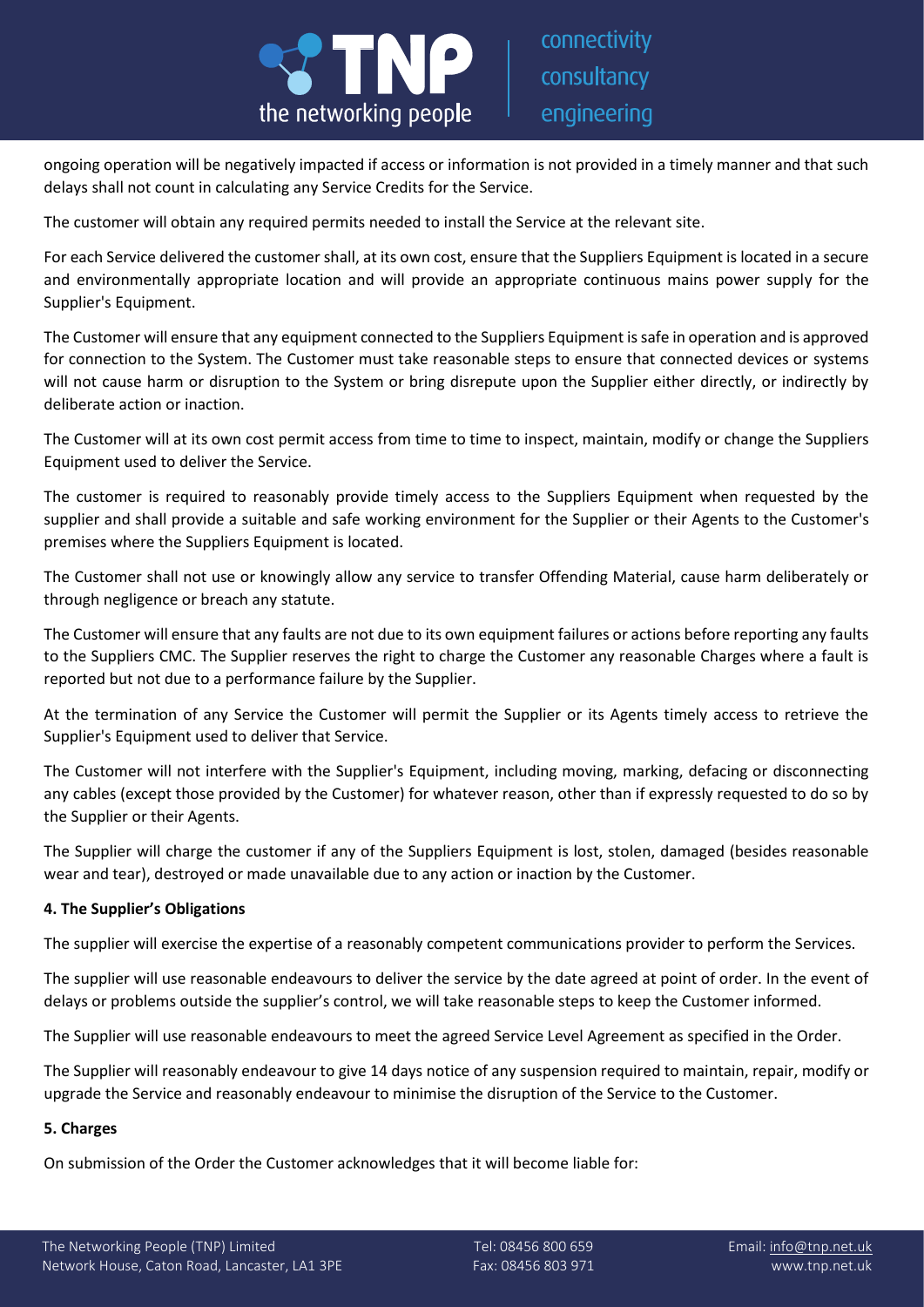ongoing operation will be negatively impacted if access or information is not provided in a timely manner and that such delays shall not count in calculating any Service Credits for the Service.

The customer will obtain any required permits needed to install the Service at the relevant site.

For each Service delivered the customer shall, at its own cost, ensure that the Suppliers Equipment is located in a secure and environmentally appropriate location and will provide an appropriate continuous mains power supply for the Supplier's Equipment.

The Customer will ensure that any equipment connected to the Suppliers Equipment is safe in operation and is approved for connection to the System. The Customer must take reasonable steps to ensure that connected devices or systems will not cause harm or disruption to the System or bring disrepute upon the Supplier either directly, or indirectly by deliberate action or inaction.

The Customer will at its own cost permit access from time to time to inspect, maintain, modify or change the Suppliers Equipment used to deliver the Service.

The customer is required to reasonably provide timely access to the Suppliers Equipment when requested by the supplier and shall provide a suitable and safe working environment for the Supplier or their Agents to the Customer's premises where the Suppliers Equipment is located.

The Customer shall not use or knowingly allow any service to transfer Offending Material, cause harm deliberately or through negligence or breach any statute.

The Customer will ensure that any faults are not due to its own equipment failures or actions before reporting any faults to the Suppliers CMC. The Supplier reserves the right to charge the Customer any reasonable Charges where a fault is reported but not due to a performance failure by the Supplier.

At the termination of any Service the Customer will permit the Supplier or its Agents timely access to retrieve the Supplier's Equipment used to deliver that Service.

The Customer will not interfere with the Supplier's Equipment, including moving, marking, defacing or disconnecting any cables (except those provided by the Customer) for whatever reason, other than if expressly requested to do so by the Supplier or their Agents.

The Supplier will charge the customer if any of the Suppliers Equipment is lost, stolen, damaged (besides reasonable wear and tear), destroyed or made unavailable due to any action or inaction by the Customer.

**4. The Supplier's Obligations**

The supplier will exercise the expertise of a reasonably competent communications provider to perform the Services.

The supplier will use reasonable endeavours to deliver the service by the date agreed at point of order. In the event of delays or problems outside the supplier's control, we will take reasonable steps to keep the Customer informed.

The Supplier will use reasonable endeavours to meet the agreed Service Level Agreement as specified in the Order.

The Supplier will reasonably endeavour to give 14 days notice of any suspension required to maintain, repair, modify or upgrade the Service and reasonably endeavour to minimise the disruption of the Service to the Customer.

**5. Charges**

On submission of the Order the Customer acknowledges that it will become liable for: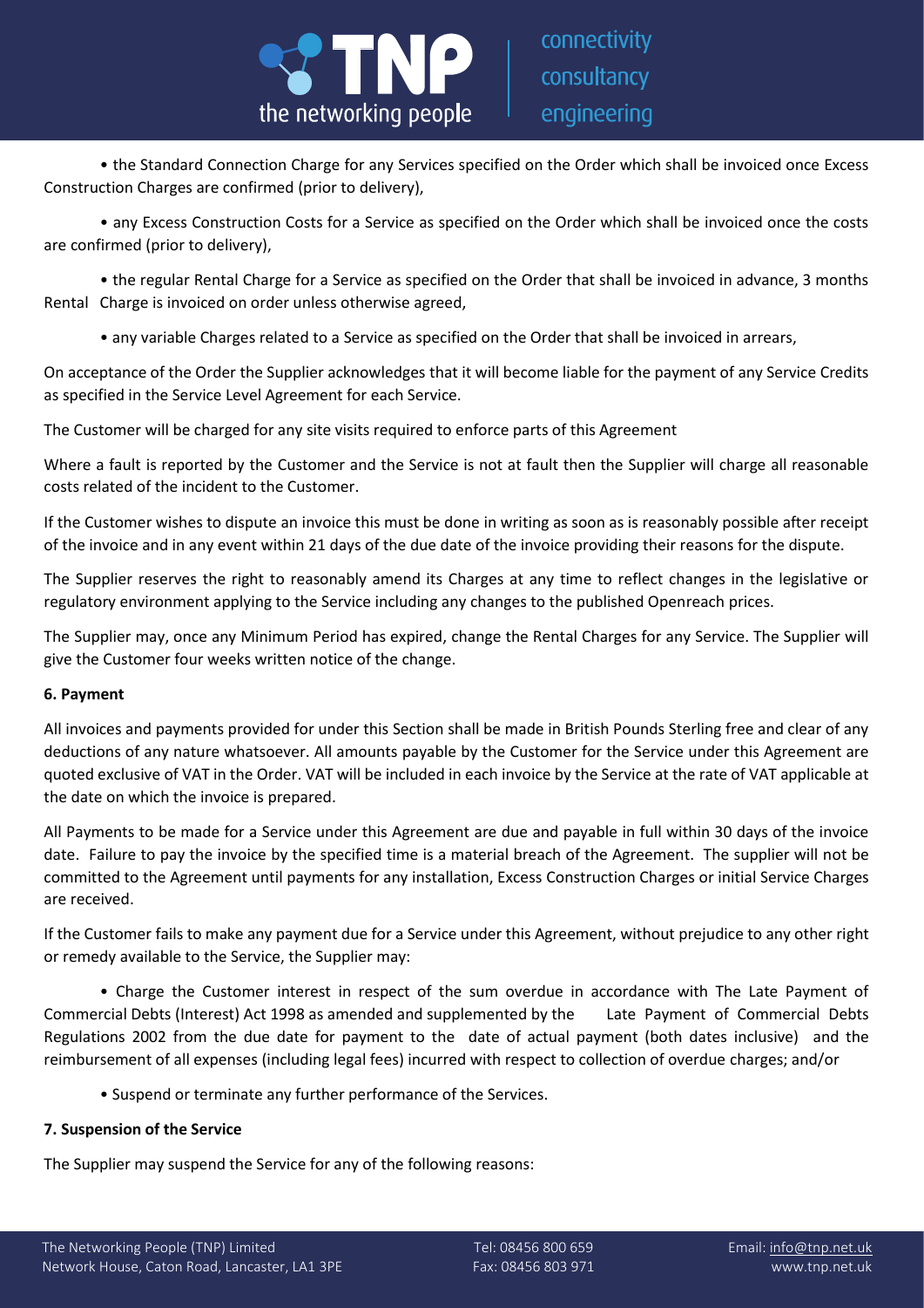- the Standard Connection Charge for any Services specified on the Order which shall be invoiced once Excess Construction Charges are confirmed (prior to delivery),
- any Excess Construction Costs for a Service as specified on the Order which shall be invoiced once the costs are confirmed (prior to delivery),
- the regular Rental Charge for a Service as specified on the Order that shall be invoiced in advance, 3 months Rental Charge is invoiced on order unless otherwise agreed,
- any variable Charges related to a Service as specified on the Order that shall be invoiced in arrears,

On acceptance of the Order the Supplier acknowledges that it will become liable for the payment of any Service Credits as specified in the Service Level Agreement for each Service.

The Customer will be charged for any site visits required to enforce parts of this Agreement

Where a fault is reported by the Customer and the Service is not at fault then the Supplier will charge all reasonable costs related of the incident to the Customer.

If the Customer wishes to dispute an invoice this must be done in writing as soon as is reasonably possible after receipt of the invoice and in any event within 21 days of the due date of the invoice providing their reasons for the dispute.

The Supplier reserves the right to reasonably amend its Charges at any time to reflect changes in the legislative or regulatory environment applying to the Service including any changes to the published Openreach prices.

The Supplier may, once any Minimum Period has expired, change the Rental Charges for any Service. The Supplier will give the Customer four weeks written notice of the change.

**6. Payment**

All invoices and payments provided for under this Section shall be made in British Pounds Sterling free and clear of any deductions of any nature whatsoever. All amounts payable by the Customer for the Service under this Agreement are quoted exclusive of VAT in the Order. VAT will be included in each invoice by the Service at the rate of VAT applicable at the date on which the invoice is prepared.

All Payments to be made for a Service under this Agreement are due and payable in full within 30 days of the invoice date. Failure to pay the invoice by the specified time is a material breach of the Agreement. The supplier will not be committed to the Agreement until payments for any installation, Excess Construction Charges or initial Service Charges are received.

If the Customer fails to make any payment due for a Service under this Agreement, without prejudice to any other right or remedy available to the Service, the Supplier may:

- Charge the Customer interest in respect of the sum overdue in accordance with The Late Payment of Commercial Debts (Interest) Act 1998 as amended and supplemented by the Late Payment of Commercial Debts Regulations 2002 from the due date for payment to the date of actual payment (both dates inclusive) and the reimbursement of all expenses (including legal fees) incurred with respect to collection of overdue charges; and/or
- Suspend or terminate any further performance of the Services.

**7. Suspension of the Service**

The Supplier may suspend the Service for any of the following reasons: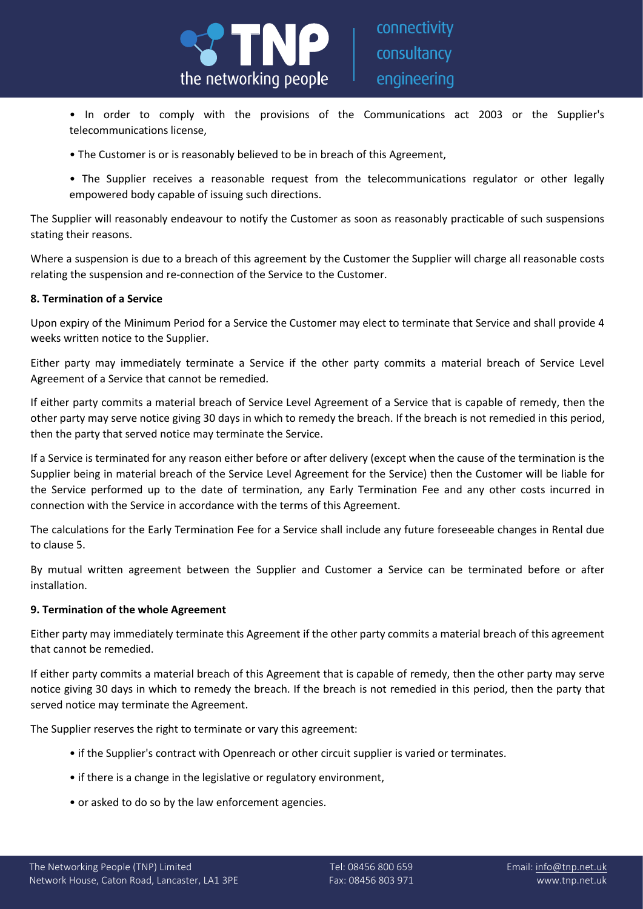- In order to comply with the provisions of the Communications act 2003 or the Supplier's telecommunications license,
- The Customer is or is reasonably believed to be in breach of this Agreement,
- The Supplier receives a reasonable request from the telecommunications regulator or other legally empowered body capable of issuing such directions.

The Supplier will reasonably endeavour to notify the Customer as soon as reasonably practicable of such suspensions stating their reasons.

Where a suspension is due to a breach of this agreement by the Customer the Supplier will charge all reasonable costs relating the suspension and re-connection of the Service to the Customer.

**8. Termination of a Service**

Upon expiry of the Minimum Period for a Service the Customer may elect to terminate that Service and shall provide 4 weeks written notice to the Supplier.

Either party may immediately terminate a Service if the other party commits a material breach of Service Level Agreement of a Service that cannot be remedied.

If either party commits a material breach of Service Level Agreement of a Service that is capable of remedy, then the other party may serve notice giving 30 days in which to remedy the breach. If the breach is not remedied in this period, then the party that served notice may terminate the Service.

If a Service is terminated for any reason either before or after delivery (except when the cause of the termination is the Supplier being in material breach of the Service Level Agreement for the Service) then the Customer will be liable for the Service performed up to the date of termination, any Early Termination Fee and any other costs incurred in connection with the Service in accordance with the terms of this Agreement.

The calculations for the Early Termination Fee for a Service shall include any future foreseeable changes in Rental due to clause 5.

By mutual written agreement between the Supplier and Customer a Service can be terminated before or after installation.

**9. Termination of the whole Agreement**

Either party may immediately terminate this Agreement if the other party commits a material breach of this agreement that cannot be remedied.

If either party commits a material breach of this Agreement that is capable of remedy, then the other party may serve notice giving 30 days in which to remedy the breach. If the breach is not remedied in this period, then the party that served notice may terminate the Agreement.

The Supplier reserves the right to terminate or vary this agreement:

- if the Supplier's contract with Openreach or other circuit supplier is varied or terminates.
- if there is a change in the legislative or regulatory environment,
- or asked to do so by the law enforcement agencies.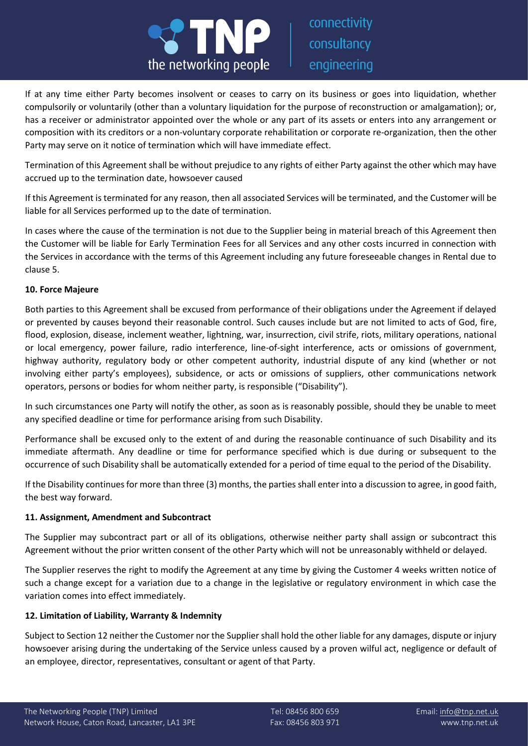If at any time either Party becomes insolvent or ceases to carry on its business or goes into liquidation, whether compulsorily or voluntarily (other than a voluntary liquidation for the purpose of reconstruction or amalgamation); or, has a receiver or administrator appointed over the whole or any part of its assets or enters into any arrangement or composition with its creditors or a non-voluntary corporate rehabilitation or corporate re-organization, then the other Party may serve on it notice of termination which will have immediate effect.

Termination of this Agreement shall be without prejudice to any rights of either Party against the other which may have accrued up to the termination date, howsoever caused

If this Agreement is terminated for any reason, then all associated Services will be terminated, and the Customer will be liable for all Services performed up to the date of termination.

In cases where the cause of the termination is not due to the Supplier being in material breach of this Agreement then the Customer will be liable for Early Termination Fees for all Services and any other costs incurred in connection with the Services in accordance with the terms of this Agreement including any future foreseeable changes in Rental due to clause 5.

**10. Force Majeure**

Both parties to this Agreement shall be excused from performance of their obligations under the Agreement if delayed or prevented by causes beyond their reasonable control. Such causes include but are not limited to acts of God, fire, flood, explosion, disease, inclement weather, lightning, war, insurrection, civil strife, riots, military operations, national or local emergency, power failure, radio interference, line-of-sight interference, acts or omissions of government, highway authority, regulatory body or other competent authority, industrial dispute of any kind (whether or not involving either party's employees), subsidence, or acts or omissions of suppliers, other communications network operators, persons or bodies for whom neither party, is responsible ("Disability").

In such circumstances one Party will notify the other, as soon as is reasonably possible, should they be unable to meet any specified deadline or time for performance arising from such Disability.

Performance shall be excused only to the extent of and during the reasonable continuance of such Disability and its immediate aftermath. Any deadline or time for performance specified which is due during or subsequent to the occurrence of such Disability shall be automatically extended for a period of time equal to the period of the Disability.

If the Disability continues for more than three (3) months, the parties shall enter into a discussion to agree, in good faith, the best way forward.

**11. Assignment, Amendment and Subcontract**

The Supplier may subcontract part or all of its obligations, otherwise neither party shall assign or subcontract this Agreement without the prior written consent of the other Party which will not be unreasonably withheld or delayed.

The Supplier reserves the right to modify the Agreement at any time by giving the Customer 4 weeks written notice of such a change except for a variation due to a change in the legislative or regulatory environment in which case the variation comes into effect immediately.

**12. Limitation of Liability, Warranty & Indemnity**

Subject to Section 12 neither the Customer nor the Supplier shall hold the other liable for any damages, dispute or injury howsoever arising during the undertaking of the Service unless caused by a proven wilful act, negligence or default of an employee, director, representatives, consultant or agent of that Party.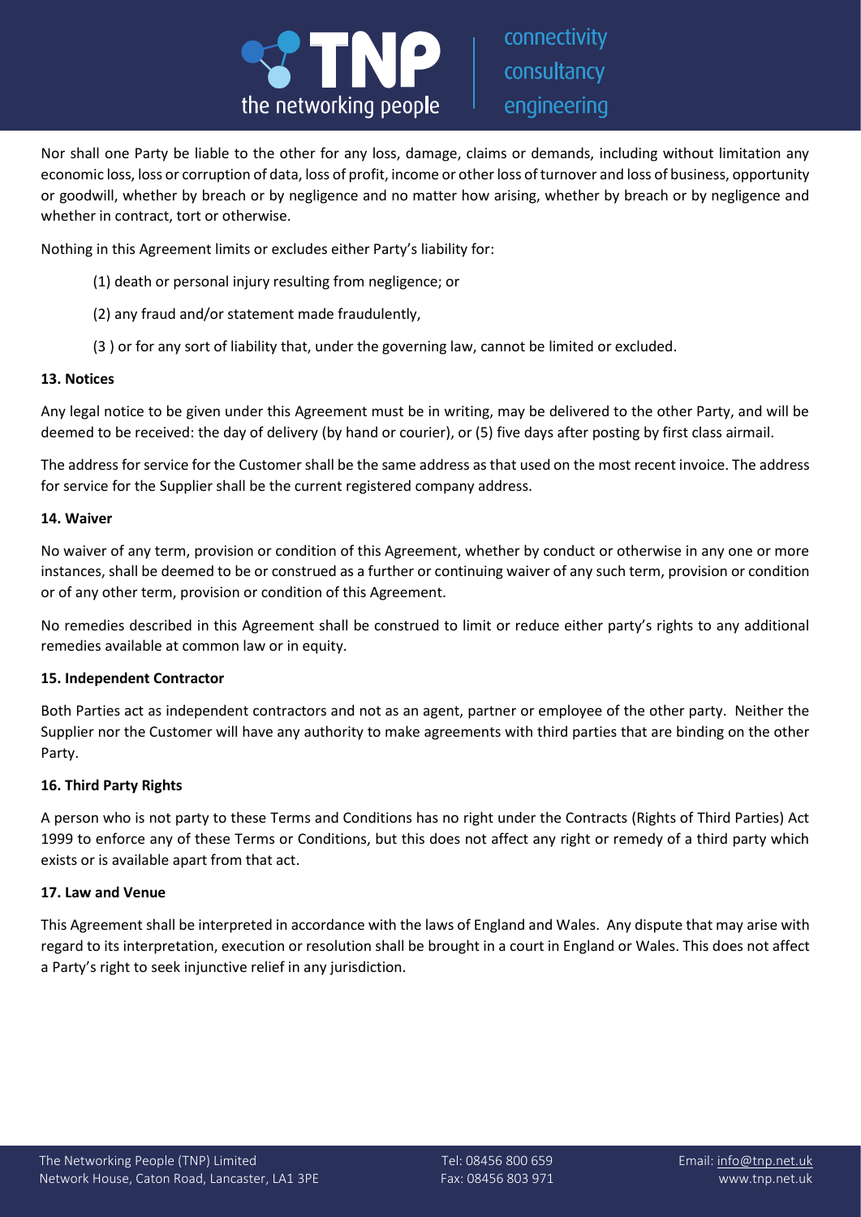Nor shall one Party be liable to the other for any loss, damage, claims or demands, including without limitation any economic loss, loss or corruption of data, loss of profit, income or other loss of turnover and loss of business, opportunity or goodwill, whether by breach or by negligence and no matter how arising, whether by breach or by negligence and whether in contract, tort or otherwise.

Nothing in this Agreement limits or excludes either Party's liability for:

(1) death or personal injury resulting from negligence; or

(2) any fraud and/or statement made fraudulently,

(3 ) or for any sort of liability that, under the governing law, cannot be limited or excluded.

**13. Notices**

Any legal notice to be given under this Agreement must be in writing, may be delivered to the other Party, and will be deemed to be received: the day of delivery (by hand or courier), or (5) five days after posting by first class airmail.

The address for service for the Customer shall be the same address as that used on the most recent invoice. The address for service for the Supplier shall be the current registered company address.

**14. Waiver**

No waiver of any term, provision or condition of this Agreement, whether by conduct or otherwise in any one or more instances, shall be deemed to be or construed as a further or continuing waiver of any such term, provision or condition or of any other term, provision or condition of this Agreement.

No remedies described in this Agreement shall be construed to limit or reduce either party's rights to any additional remedies available at common law or in equity.

**15. Independent Contractor**

Both Parties act as independent contractors and not as an agent, partner or employee of the other party. Neither the Supplier nor the Customer will have any authority to make agreements with third parties that are binding on the other Party.

**16. Third Party Rights**

A person who is not party to these Terms and Conditions has no right under the Contracts (Rights of Third Parties) Act 1999 to enforce any of these Terms or Conditions, but this does not affect any right or remedy of a third party which exists or is available apart from that act.

**17. Law and Venue**

This Agreement shall be interpreted in accordance with the laws of England and Wales. Any dispute that may arise with regard to its interpretation, execution or resolution shall be brought in a court in England or Wales. This does not affect a Party's right to seek injunctive relief in any jurisdiction.